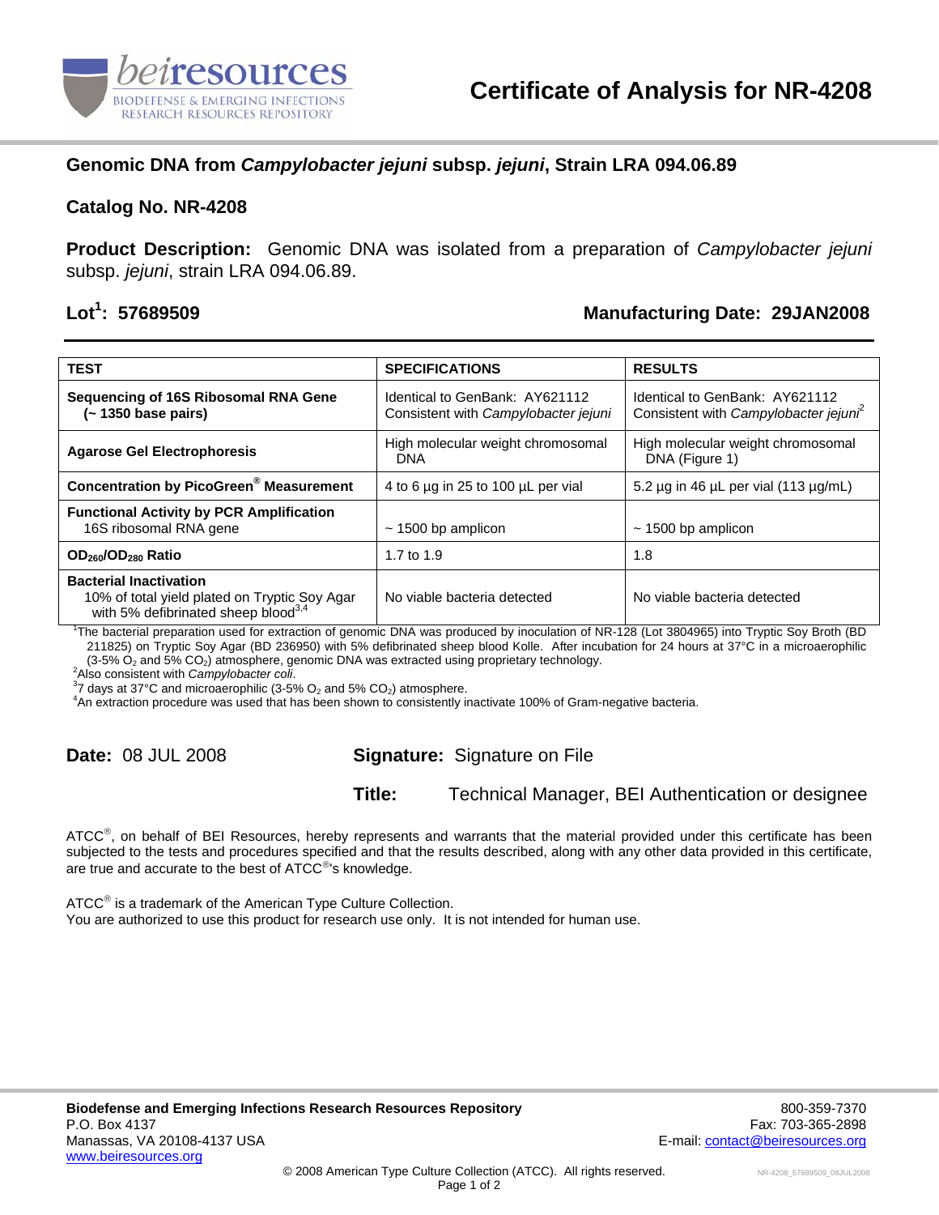# Certificate of Analysis for NR-4208

## Genomic DNA from *Campylobacter jejuni* subsp. *jejuni*, Strain LRA 094.06.89

**Catalog No. NR-4208**

**Product Description:** Genomic DNA was isolated from a preparation of *Campylobacter jejuni* subsp. *jejuni*, strain LRA 094.06.89.

**Lot[1]: 57689509** **Manufacturing Date: 29JAN2008**

| TEST | SPECIFICATIONS | RESULTS |
|---|---|---|
| **Sequencing of 16S Ribosomal RNA Gene (~ 1350 base pairs)** | Identical to GenBank: AY621112 Consistent with *Campylobacter jejuni* | Identical to GenBank: AY621112 Consistent with *Campylobacter jejuni*[2] |
| **Agarose Gel Electrophoresis** | High molecular weight chromosomal DNA | High molecular weight chromosomal DNA (Figure 1) |
| **Concentration by PicoGreen® Measurement** | 4 to 6 µg in 25 to 100 µL per vial | 5.2 µg in 46 µL per vial (113 µg/mL) |
| **Functional Activity by PCR Amplification** 16S ribosomal RNA gene | ~ 1500 bp amplicon | ~ 1500 bp amplicon |
| **$OD_{260}/OD_{280}$ Ratio** | 1.7 to 1.9 | 1.8 |
| **Bacterial Inactivation** 10% of total yield plated on Tryptic Soy Agar with 5% defibrinated sheep blood[3,4] | No viable bacteria detected | No viable bacteria detected |

[1]The bacterial preparation used for extraction of genomic DNA was produced by inoculation of NR-128 (Lot 3804965) into Tryptic Soy Broth (BD 211825) on Tryptic Soy Agar (BD 236950) with 5% defibrinated sheep blood Kolle. After incubation for 24 hours at 37°C in a microaerophilic (3-5% $O_2$ and 5% $CO_2$) atmosphere, genomic DNA was extracted using proprietary technology.
[2]Also consistent with *Campylobacter coli*.
[3]7 days at 37°C and microaerophilic (3-5% $O_2$ and 5% $CO_2$) atmosphere.
[4]An extraction procedure was used that has been shown to consistently inactivate 100% of Gram-negative bacteria.

**Date:** 08 JUL 2008 **Signature:** Signature on File

**Title:** Technical Manager, BEI Authentication or designee

ATCC®, on behalf of BEI Resources, hereby represents and warrants that the material provided under this certificate has been subjected to the tests and procedures specified and that the results described, along with any other data provided in this certificate, are true and accurate to the best of ATCC®'s knowledge.

ATCC® is a trademark of the American Type Culture Collection.
You are authorized to use this product for research use only. It is not intended for human use.

**Biodefense and Emerging Infections Research Resources Repository**
P.O. Box 4137
Manassas, VA 20108-4137 USA
www.beiresources.org

800-359-7370
Fax: 703-365-2898
E-mail: contact@beiresources.org

© 2008 American Type Culture Collection (ATCC). All rights reserved.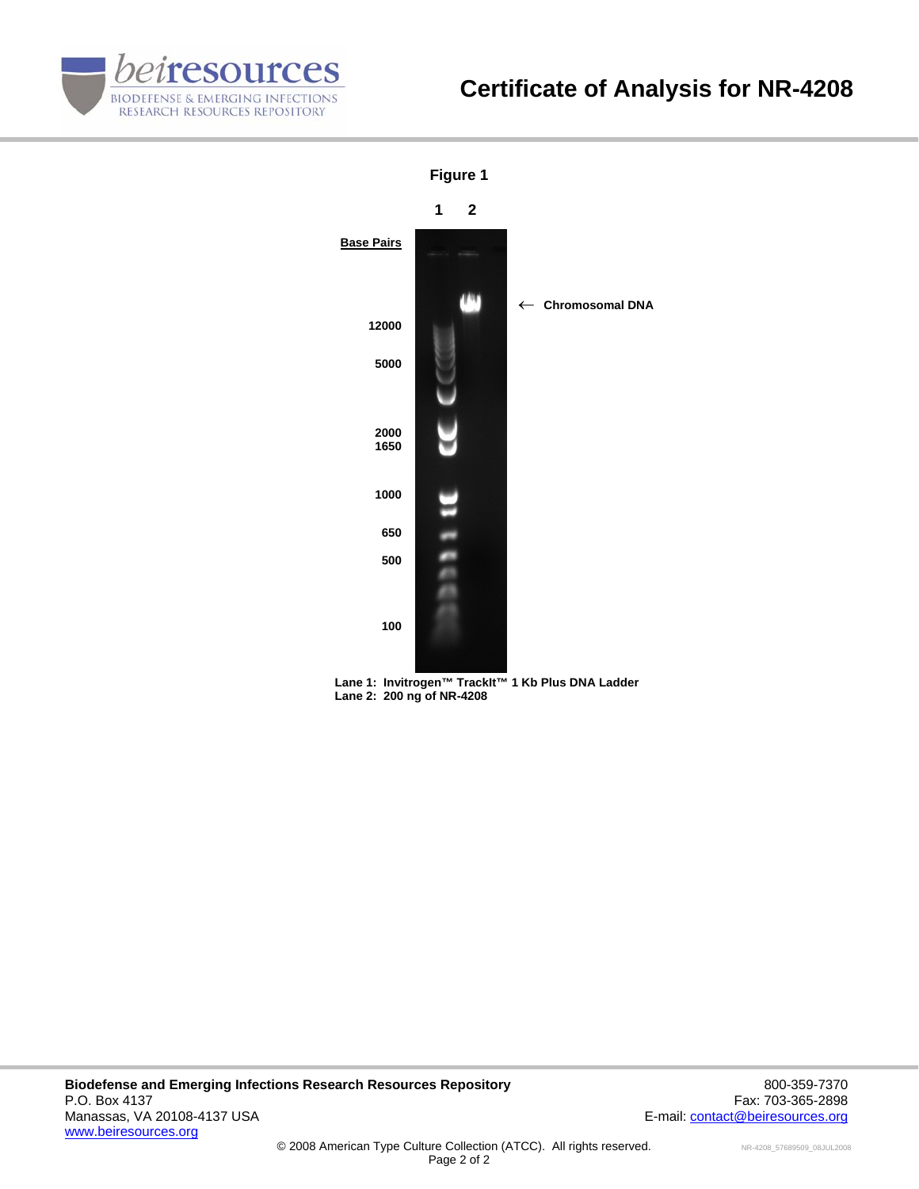# Certificate of Analysis for NR-4208

**Figure 1**

1 2

**Base Pairs**

12000

5000

2000

1650

1000

650

500

100

← **Chromosomal DNA**

**Lane 1: Invitrogen™ TrackIt™ 1 Kb Plus DNA Ladder**
**Lane 2: 200 ng of NR-4208**

**Biodefense and Emerging Infections Research Resources Repository**
P.O. Box 4137
Manassas, VA 20108-4137 USA
www.beiresources.org

800-359-7370
Fax: 703-365-2898
E-mail: contact@beiresources.org

© 2008 American Type Culture Collection (ATCC). All rights reserved.

NR-4208_57689509_08JUL2008